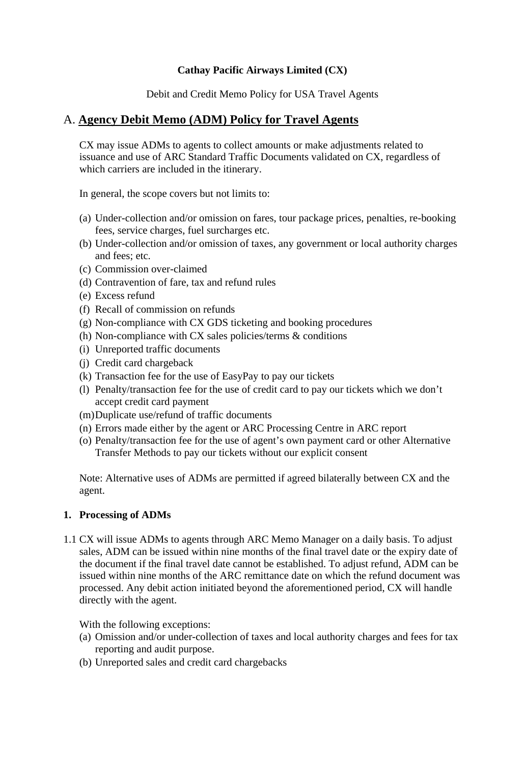**Cathay Pacific Airways Limited (CX)**

Debit and Credit Memo Policy for USA Travel Agents

# A. Agency Debit Memo (ADM) Policy for Travel Agents

CX may issue ADMs to agents to collect amounts or make adjustments related to issuance and use of ARC Standard Traffic Documents validated on CX, regardless of which carriers are included in the itinerary.

In general, the scope covers but not limits to:

(a) Under-collection and/or omission on fares, tour package prices, penalties, re-booking fees, service charges, fuel surcharges etc.
(b) Under-collection and/or omission of taxes, any government or local authority charges and fees; etc.
(c) Commission over-claimed
(d) Contravention of fare, tax and refund rules
(e) Excess refund
(f) Recall of commission on refunds
(g) Non-compliance with CX GDS ticketing and booking procedures
(h) Non-compliance with CX sales policies/terms & conditions
(i) Unreported traffic documents
(j) Credit card chargeback
(k) Transaction fee for the use of EasyPay to pay our tickets
(l) Penalty/transaction fee for the use of credit card to pay our tickets which we don't accept credit card payment
(m) Duplicate use/refund of traffic documents
(n) Errors made either by the agent or ARC Processing Centre in ARC report
(o) Penalty/transaction fee for the use of agent's own payment card or other Alternative Transfer Methods to pay our tickets without our explicit consent

Note: Alternative uses of ADMs are permitted if agreed bilaterally between CX and the agent.

### 1. Processing of ADMs

1.1 CX will issue ADMs to agents through ARC Memo Manager on a daily basis. To adjust sales, ADM can be issued within nine months of the final travel date or the expiry date of the document if the final travel date cannot be established. To adjust refund, ADM can be issued within nine months of the ARC remittance date on which the refund document was processed. Any debit action initiated beyond the aforementioned period, CX will handle directly with the agent.

With the following exceptions:

(a) Omission and/or under-collection of taxes and local authority charges and fees for tax reporting and audit purpose.
(b) Unreported sales and credit card chargebacks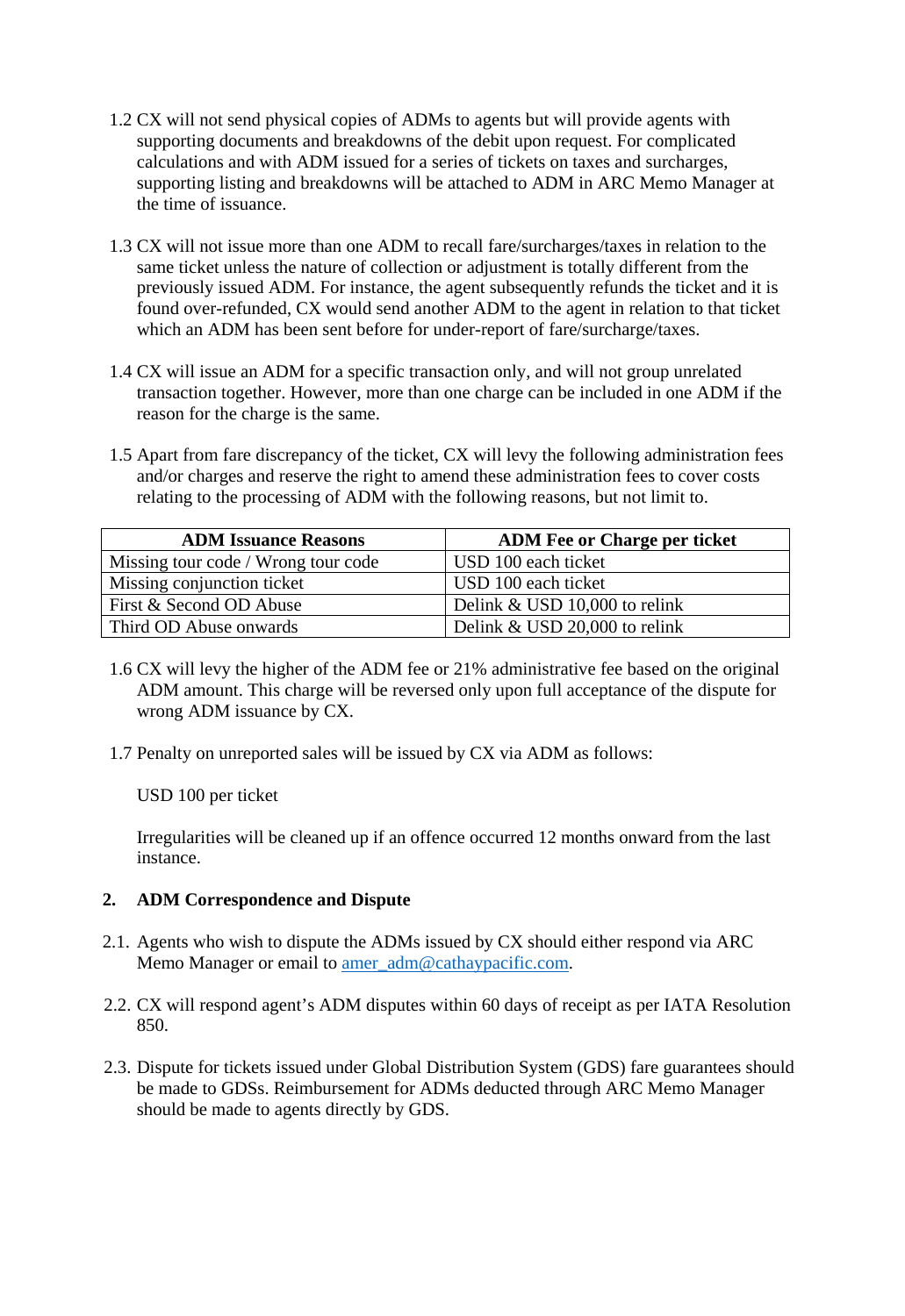1.2 CX will not send physical copies of ADMs to agents but will provide agents with supporting documents and breakdowns of the debit upon request. For complicated calculations and with ADM issued for a series of tickets on taxes and surcharges, supporting listing and breakdowns will be attached to ADM in ARC Memo Manager at the time of issuance.

1.3 CX will not issue more than one ADM to recall fare/surcharges/taxes in relation to the same ticket unless the nature of collection or adjustment is totally different from the previously issued ADM. For instance, the agent subsequently refunds the ticket and it is found over-refunded, CX would send another ADM to the agent in relation to that ticket which an ADM has been sent before for under-report of fare/surcharge/taxes.

1.4 CX will issue an ADM for a specific transaction only, and will not group unrelated transaction together. However, more than one charge can be included in one ADM if the reason for the charge is the same.

1.5 Apart from fare discrepancy of the ticket, CX will levy the following administration fees and/or charges and reserve the right to amend these administration fees to cover costs relating to the processing of ADM with the following reasons, but not limit to.

| ADM Issuance Reasons | ADM Fee or Charge per ticket |
| --- | --- |
| Missing tour code / Wrong tour code | USD 100 each ticket |
| Missing conjunction ticket | USD 100 each ticket |
| First & Second OD Abuse | Delink & USD 10,000 to relink |
| Third OD Abuse onwards | Delink & USD 20,000 to relink |

1.6 CX will levy the higher of the ADM fee or 21% administrative fee based on the original ADM amount. This charge will be reversed only upon full acceptance of the dispute for wrong ADM issuance by CX.

1.7 Penalty on unreported sales will be issued by CX via ADM as follows:

USD 100 per ticket

Irregularities will be cleaned up if an offence occurred 12 months onward from the last instance.

## 2. ADM Correspondence and Dispute

2.1. Agents who wish to dispute the ADMs issued by CX should either respond via ARC Memo Manager or email to amer_adm@cathaypacific.com.

2.2. CX will respond agent's ADM disputes within 60 days of receipt as per IATA Resolution 850.

2.3. Dispute for tickets issued under Global Distribution System (GDS) fare guarantees should be made to GDSs. Reimbursement for ADMs deducted through ARC Memo Manager should be made to agents directly by GDS.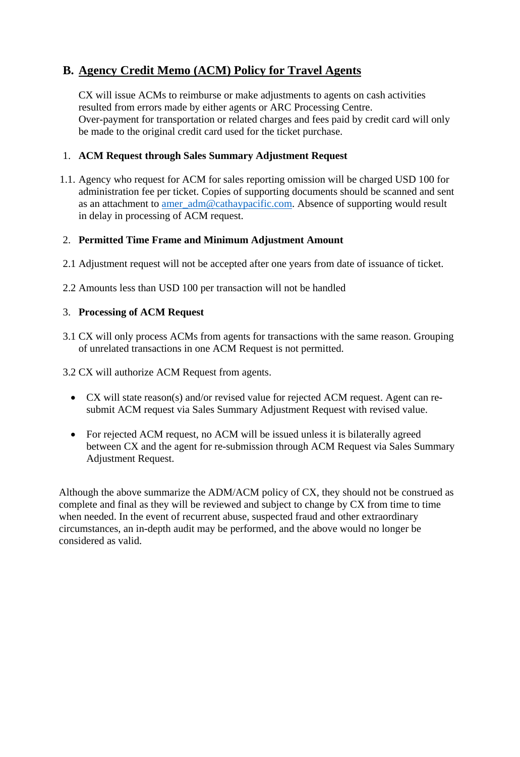## B. Agency Credit Memo (ACM) Policy for Travel Agents

CX will issue ACMs to reimburse or make adjustments to agents on cash activities resulted from errors made by either agents or ARC Processing Centre.
Over-payment for transportation or related charges and fees paid by credit card will only be made to the original credit card used for the ticket purchase.

1. **ACM Request through Sales Summary Adjustment Request**

1.1. Agency who request for ACM for sales reporting omission will be charged USD 100 for administration fee per ticket. Copies of supporting documents should be scanned and sent as an attachment to amer_adm@cathaypacific.com. Absence of supporting would result in delay in processing of ACM request.

2. **Permitted Time Frame and Minimum Adjustment Amount**

2.1 Adjustment request will not be accepted after one years from date of issuance of ticket.

2.2 Amounts less than USD 100 per transaction will not be handled

3. **Processing of ACM Request**

3.1 CX will only process ACMs from agents for transactions with the same reason. Grouping of unrelated transactions in one ACM Request is not permitted.

3.2 CX will authorize ACM Request from agents.

- CX will state reason(s) and/or revised value for rejected ACM request. Agent can re-submit ACM request via Sales Summary Adjustment Request with revised value.
- For rejected ACM request, no ACM will be issued unless it is bilaterally agreed between CX and the agent for re-submission through ACM Request via Sales Summary Adjustment Request.

Although the above summarize the ADM/ACM policy of CX, they should not be construed as complete and final as they will be reviewed and subject to change by CX from time to time when needed. In the event of recurrent abuse, suspected fraud and other extraordinary circumstances, an in-depth audit may be performed, and the above would no longer be considered as valid.